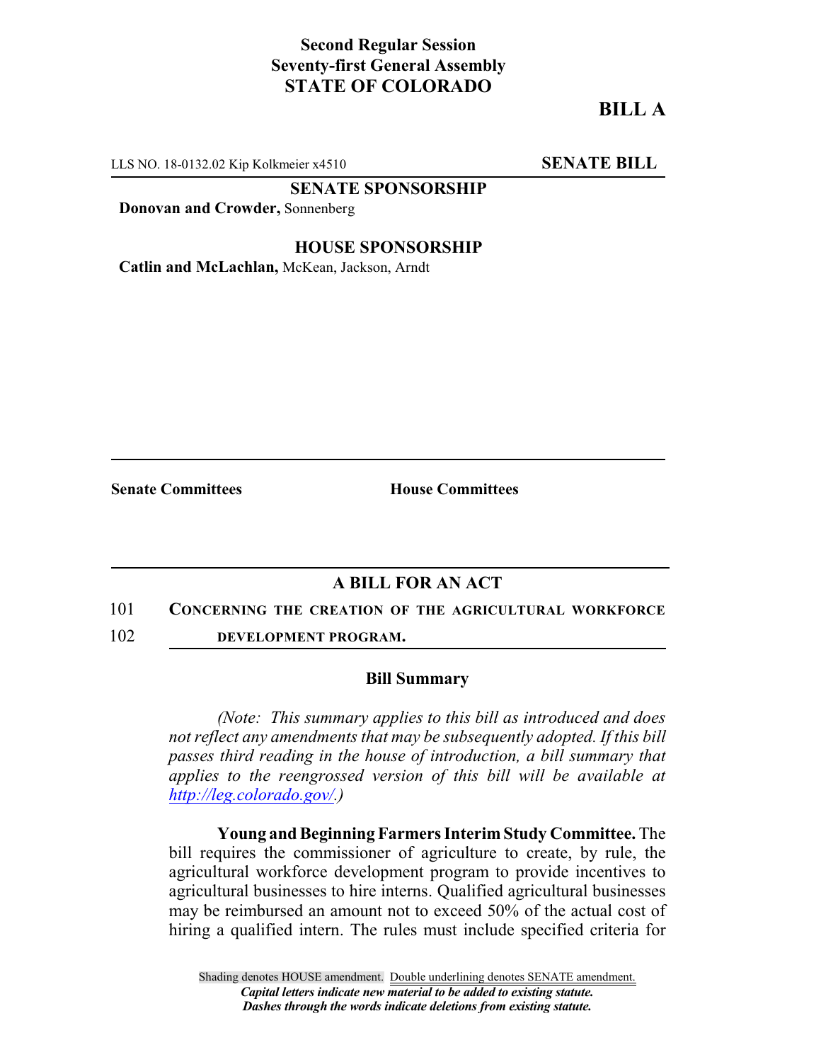**Second Regular Session**
**Seventy-first General Assembly**
**STATE OF COLORADO**

# BILL A

LLS NO. 18-0132.02 Kip Kolkmeier x4510 **SENATE BILL**

**SENATE SPONSORSHIP**

**Donovan and Crowder,** Sonnenberg

**HOUSE SPONSORSHIP**

**Catlin and McLachlan,** McKean, Jackson, Arndt

**Senate Committees** **House Committees**

## A BILL FOR AN ACT

101 **CONCERNING THE CREATION OF THE AGRICULTURAL WORKFORCE**
102 **DEVELOPMENT PROGRAM.**

### Bill Summary

*(Note: This summary applies to this bill as introduced and does not reflect any amendments that may be subsequently adopted. If this bill passes third reading in the house of introduction, a bill summary that applies to the reengrossed version of this bill will be available at http://leg.colorado.gov/.)*

**Young and Beginning Farmers Interim Study Committee.** The bill requires the commissioner of agriculture to create, by rule, the agricultural workforce development program to provide incentives to agricultural businesses to hire interns. Qualified agricultural businesses may be reimbursed an amount not to exceed 50% of the actual cost of hiring a qualified intern. The rules must include specified criteria for

Shading denotes HOUSE amendment. Double underlining denotes SENATE amendment.
*Capital letters indicate new material to be added to existing statute.*
*Dashes through the words indicate deletions from existing statute.*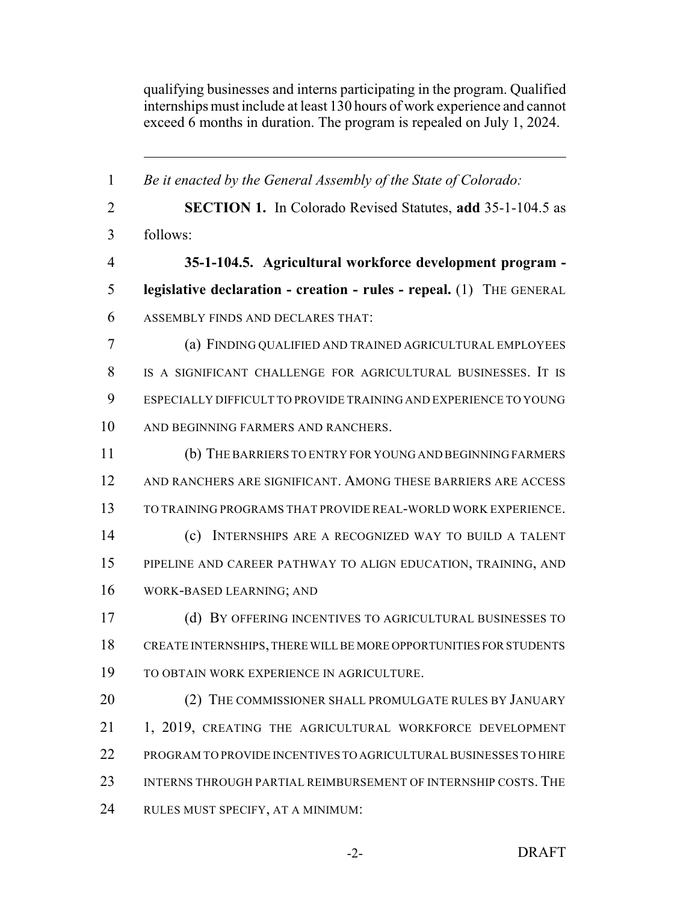qualifying businesses and interns participating in the program. Qualified internships must include at least 130 hours of work experience and cannot exceed 6 months in duration. The program is repealed on July 1, 2024.

---

*Be it enacted by the General Assembly of the State of Colorado:*

**SECTION 1.** In Colorado Revised Statutes, **add** 35-1-104.5 as follows:

**35-1-104.5. Agricultural workforce development program - legislative declaration - creation - rules - repeal.** (1) THE GENERAL ASSEMBLY FINDS AND DECLARES THAT:

(a) FINDING QUALIFIED AND TRAINED AGRICULTURAL EMPLOYEES IS A SIGNIFICANT CHALLENGE FOR AGRICULTURAL BUSINESSES. IT IS ESPECIALLY DIFFICULT TO PROVIDE TRAINING AND EXPERIENCE TO YOUNG AND BEGINNING FARMERS AND RANCHERS.

(b) THE BARRIERS TO ENTRY FOR YOUNG AND BEGINNING FARMERS AND RANCHERS ARE SIGNIFICANT. AMONG THESE BARRIERS ARE ACCESS TO TRAINING PROGRAMS THAT PROVIDE REAL-WORLD WORK EXPERIENCE.

(c) INTERNSHIPS ARE A RECOGNIZED WAY TO BUILD A TALENT PIPELINE AND CAREER PATHWAY TO ALIGN EDUCATION, TRAINING, AND WORK-BASED LEARNING; AND

(d) BY OFFERING INCENTIVES TO AGRICULTURAL BUSINESSES TO CREATE INTERNSHIPS, THERE WILL BE MORE OPPORTUNITIES FOR STUDENTS TO OBTAIN WORK EXPERIENCE IN AGRICULTURE.

(2) THE COMMISSIONER SHALL PROMULGATE RULES BY JANUARY 1, 2019, CREATING THE AGRICULTURAL WORKFORCE DEVELOPMENT PROGRAM TO PROVIDE INCENTIVES TO AGRICULTURAL BUSINESSES TO HIRE INTERNS THROUGH PARTIAL REIMBURSEMENT OF INTERNSHIP COSTS. THE RULES MUST SPECIFY, AT A MINIMUM: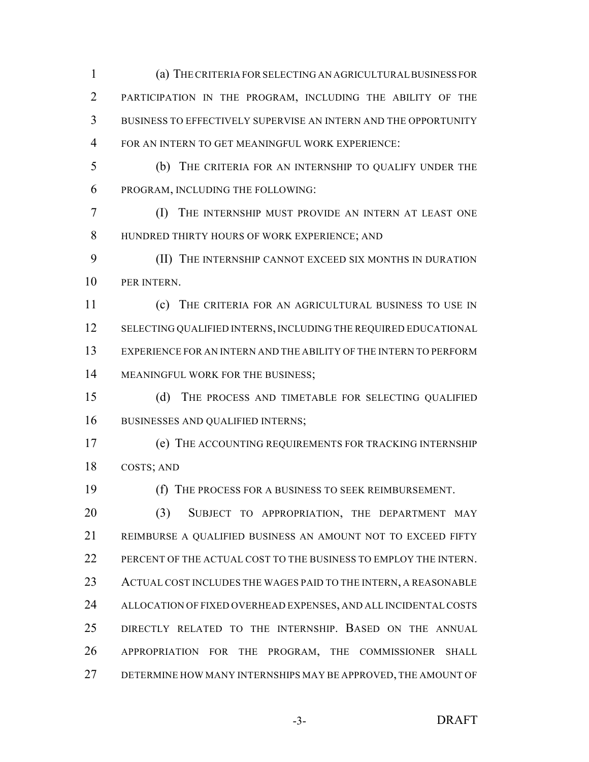(a) THE CRITERIA FOR SELECTING AN AGRICULTURAL BUSINESS FOR PARTICIPATION IN THE PROGRAM, INCLUDING THE ABILITY OF THE BUSINESS TO EFFECTIVELY SUPERVISE AN INTERN AND THE OPPORTUNITY FOR AN INTERN TO GET MEANINGFUL WORK EXPERIENCE:

(b) THE CRITERIA FOR AN INTERNSHIP TO QUALIFY UNDER THE PROGRAM, INCLUDING THE FOLLOWING:

(I) THE INTERNSHIP MUST PROVIDE AN INTERN AT LEAST ONE HUNDRED THIRTY HOURS OF WORK EXPERIENCE; AND

(II) THE INTERNSHIP CANNOT EXCEED SIX MONTHS IN DURATION PER INTERN.

(c) THE CRITERIA FOR AN AGRICULTURAL BUSINESS TO USE IN SELECTING QUALIFIED INTERNS, INCLUDING THE REQUIRED EDUCATIONAL EXPERIENCE FOR AN INTERN AND THE ABILITY OF THE INTERN TO PERFORM MEANINGFUL WORK FOR THE BUSINESS;

(d) THE PROCESS AND TIMETABLE FOR SELECTING QUALIFIED BUSINESSES AND QUALIFIED INTERNS;

(e) THE ACCOUNTING REQUIREMENTS FOR TRACKING INTERNSHIP COSTS; AND

(f) THE PROCESS FOR A BUSINESS TO SEEK REIMBURSEMENT.

(3) SUBJECT TO APPROPRIATION, THE DEPARTMENT MAY REIMBURSE A QUALIFIED BUSINESS AN AMOUNT NOT TO EXCEED FIFTY PERCENT OF THE ACTUAL COST TO THE BUSINESS TO EMPLOY THE INTERN. ACTUAL COST INCLUDES THE WAGES PAID TO THE INTERN, A REASONABLE ALLOCATION OF FIXED OVERHEAD EXPENSES, AND ALL INCIDENTAL COSTS DIRECTLY RELATED TO THE INTERNSHIP. BASED ON THE ANNUAL APPROPRIATION FOR THE PROGRAM, THE COMMISSIONER SHALL DETERMINE HOW MANY INTERNSHIPS MAY BE APPROVED, THE AMOUNT OF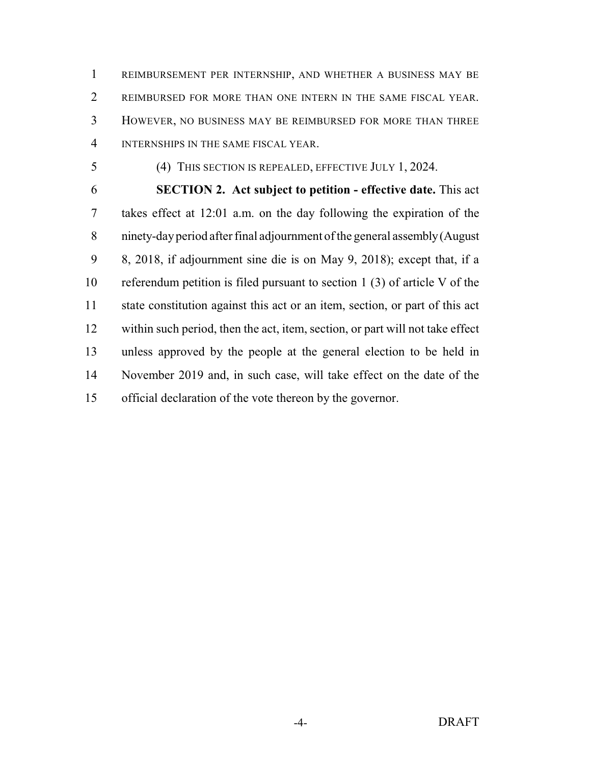REIMBURSEMENT PER INTERNSHIP, AND WHETHER A BUSINESS MAY BE REIMBURSED FOR MORE THAN ONE INTERN IN THE SAME FISCAL YEAR. HOWEVER, NO BUSINESS MAY BE REIMBURSED FOR MORE THAN THREE INTERNSHIPS IN THE SAME FISCAL YEAR.

(4) THIS SECTION IS REPEALED, EFFECTIVE JULY 1, 2024.

**SECTION 2. Act subject to petition - effective date.** This act takes effect at 12:01 a.m. on the day following the expiration of the ninety-day period after final adjournment of the general assembly (August 8, 2018, if adjournment sine die is on May 9, 2018); except that, if a referendum petition is filed pursuant to section 1 (3) of article V of the state constitution against this act or an item, section, or part of this act within such period, then the act, item, section, or part will not take effect unless approved by the people at the general election to be held in November 2019 and, in such case, will take effect on the date of the official declaration of the vote thereon by the governor.